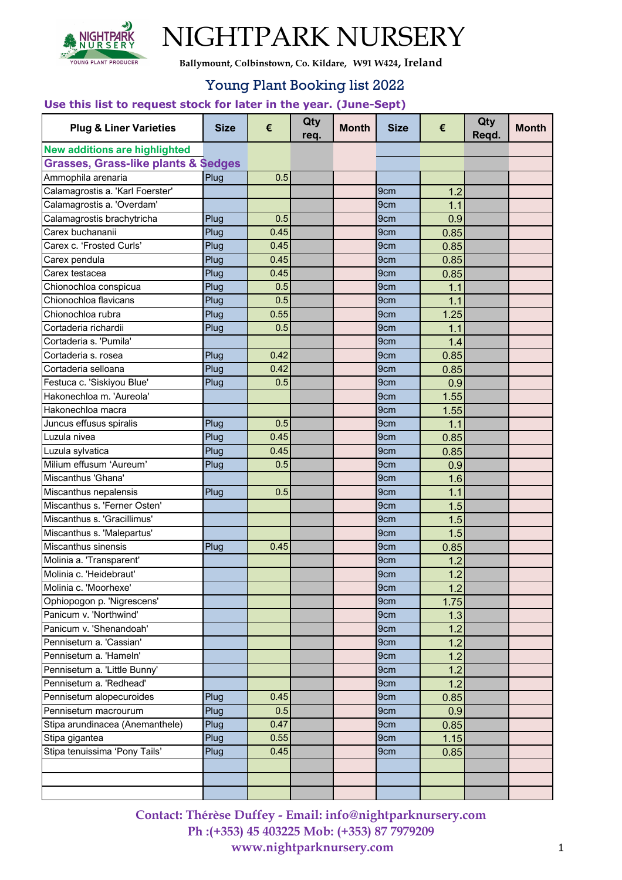# NIGHTPARK NURSERY

**Ballymount, Colbinstown, Co. Kildare, W91 W424, Ireland**

## Young Plant Booking list 2022

**Use this list to request stock for later in the year. (June-Sept)**

| Plug & Liner Varieties | Size | € | Qty req. | Month | Size | € | Qty Reqd. | Month |
|---|---|---|---|---|---|---|---|---|
| New additions are highlighted | | | | | | | | |
| **Grasses, Grass-like plants & Sedges** | | | | | | | | |
| Ammophila arenaria | Plug | 0.5 | | | | | | |
| Calamagrostis a. 'Karl Foerster' | | | | | 9cm | 1.2 | | |
| Calamagrostis a. 'Overdam' | | | | | 9cm | 1.1 | | |
| Calamagrostis brachytricha | Plug | 0.5 | | | 9cm | 0.9 | | |
| Carex buchananii | Plug | 0.45 | | | 9cm | 0.85 | | |
| Carex c. 'Frosted Curls' | Plug | 0.45 | | | 9cm | 0.85 | | |
| Carex pendula | Plug | 0.45 | | | 9cm | 0.85 | | |
| Carex testacea | Plug | 0.45 | | | 9cm | 0.85 | | |
| Chionochloa conspicua | Plug | 0.5 | | | 9cm | 1.1 | | |
| Chionochloa flavicans | Plug | 0.5 | | | 9cm | 1.1 | | |
| Chionochloa rubra | Plug | 0.55 | | | 9cm | 1.25 | | |
| Cortaderia richardii | Plug | 0.5 | | | 9cm | 1.1 | | |
| Cortaderia s. 'Pumila' | | | | | 9cm | 1.4 | | |
| Cortaderia s. rosea | Plug | 0.42 | | | 9cm | 0.85 | | |
| Cortaderia selloana | Plug | 0.42 | | | 9cm | 0.85 | | |
| Festuca c. 'Siskiyou Blue' | Plug | 0.5 | | | 9cm | 0.9 | | |
| Hakonechloa m. 'Aureola' | | | | | 9cm | 1.55 | | |
| Hakonechloa macra | | | | | 9cm | 1.55 | | |
| Juncus effusus spiralis | Plug | 0.5 | | | 9cm | 1.1 | | |
| Luzula nivea | Plug | 0.45 | | | 9cm | 0.85 | | |
| Luzula sylvatica | Plug | 0.45 | | | 9cm | 0.85 | | |
| Milium effusum 'Aureum' | Plug | 0.5 | | | 9cm | 0.9 | | |
| Miscanthus 'Ghana' | | | | | 9cm | 1.6 | | |
| Miscanthus nepalensis | Plug | 0.5 | | | 9cm | 1.1 | | |
| Miscanthus s. 'Ferner Osten' | | | | | 9cm | 1.5 | | |
| Miscanthus s. 'Gracillimus' | | | | | 9cm | 1.5 | | |
| Miscanthus s. 'Malepartus' | | | | | 9cm | 1.5 | | |
| Miscanthus sinensis | Plug | 0.45 | | | 9cm | 0.85 | | |
| Molinia a. 'Transparent' | | | | | 9cm | 1.2 | | |
| Molinia c. 'Heidebraut' | | | | | 9cm | 1.2 | | |
| Molinia c. 'Moorhexe' | | | | | 9cm | 1.2 | | |
| Ophiopogon p. 'Nigrescens' | | | | | 9cm | 1.75 | | |
| Panicum v. 'Northwind' | | | | | 9cm | 1.3 | | |
| Panicum v. 'Shenandoah' | | | | | 9cm | 1.2 | | |
| Pennisetum a. 'Cassian' | | | | | 9cm | 1.2 | | |
| Pennisetum a. 'Hameln' | | | | | 9cm | 1.2 | | |
| Pennisetum a. 'Little Bunny' | | | | | 9cm | 1.2 | | |
| Pennisetum a. 'Redhead' | | | | | 9cm | 1.2 | | |
| Pennisetum alopecuroides | Plug | 0.45 | | | 9cm | 0.85 | | |
| Pennisetum macrourum | Plug | 0.5 | | | 9cm | 0.9 | | |
| Stipa arundinacea (Anemanthele) | Plug | 0.47 | | | 9cm | 0.85 | | |
| Stipa gigantea | Plug | 0.55 | | | 9cm | 1.15 | | |
| Stipa tenuissima 'Pony Tails' | Plug | 0.45 | | | 9cm | 0.85 | | |
| | | | | | | | | |
| | | | | | | | | |
| | | | | | | | | |

**Contact: Thérèse Duffey - Email: info@nightparknursery.com**
**Ph :(+353) 45 403225 Mob: (+353) 87 7979209**
**www.nightparknursery.com**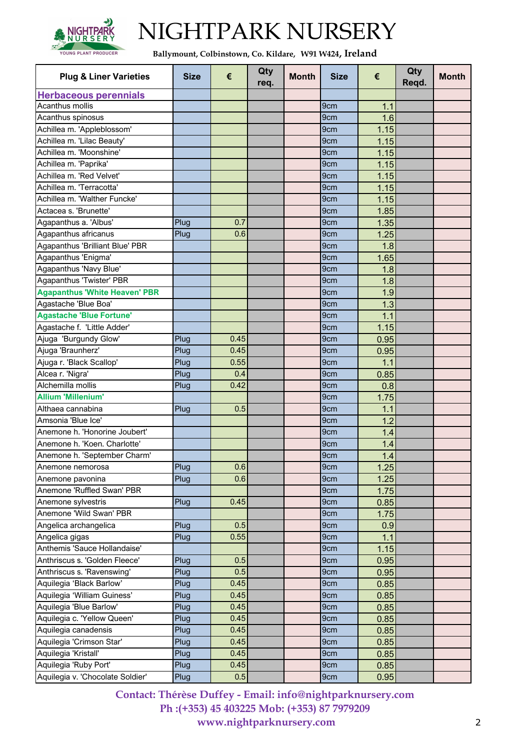# NIGHTPARK NURSERY

**Ballymount, Colbinstown, Co. Kildare, W91 W424, Ireland**

| Plug & Liner Varieties | Size | € | Qty req. | Month | Size | € | Qty Reqd. | Month |
|---|---|---|---|---|---|---|---|---|
| **Herbaceous perennials** | | | | | | | | |
| Acanthus mollis | | | | | 9cm | 1.1 | | |
| Acanthus spinosus | | | | | 9cm | 1.6 | | |
| Achillea m. 'Appleblossom' | | | | | 9cm | 1.15 | | |
| Achillea m. 'Lilac Beauty' | | | | | 9cm | 1.15 | | |
| Achillea m. 'Moonshine' | | | | | 9cm | 1.15 | | |
| Achillea m. 'Paprika' | | | | | 9cm | 1.15 | | |
| Achillea m. 'Red Velvet' | | | | | 9cm | 1.15 | | |
| Achillea m. 'Terracotta' | | | | | 9cm | 1.15 | | |
| Achillea m. 'Walther Funcke' | | | | | 9cm | 1.15 | | |
| Actacea s. 'Brunette' | | | | | 9cm | 1.85 | | |
| Agapanthus a. 'Albus' | Plug | 0.7 | | | 9cm | 1.35 | | |
| Agapanthus africanus | Plug | 0.6 | | | 9cm | 1.25 | | |
| Agapanthus 'Brilliant Blue' PBR | | | | | 9cm | 1.8 | | |
| Agapanthus 'Enigma' | | | | | 9cm | 1.65 | | |
| Agapanthus 'Navy Blue' | | | | | 9cm | 1.8 | | |
| Agapanthus 'Twister' PBR | | | | | 9cm | 1.8 | | |
| **Agapanthus 'White Heaven' PBR** | | | | | 9cm | 1.9 | | |
| Agastache 'Blue Boa' | | | | | 9cm | 1.3 | | |
| **Agastache 'Blue Fortune'** | | | | | 9cm | 1.1 | | |
| Agastache f. 'Little Adder' | | | | | 9cm | 1.15 | | |
| Ajuga 'Burgundy Glow' | Plug | 0.45 | | | 9cm | 0.95 | | |
| Ajuga 'Braunherz' | Plug | 0.45 | | | 9cm | 0.95 | | |
| Ajuga r. 'Black Scallop' | Plug | 0.55 | | | 9cm | 1.1 | | |
| Alcea r. 'Nigra' | Plug | 0.4 | | | 9cm | 0.85 | | |
| Alchemilla mollis | Plug | 0.42 | | | 9cm | 0.8 | | |
| **Allium 'Millenium'** | | | | | 9cm | 1.75 | | |
| Althaea cannabina | Plug | 0.5 | | | 9cm | 1.1 | | |
| Amsonia 'Blue Ice' | | | | | 9cm | 1.2 | | |
| Anemone h. 'Honorine Joubert' | | | | | 9cm | 1.4 | | |
| Anemone h. 'Koen. Charlotte' | | | | | 9cm | 1.4 | | |
| Anemone h. 'September Charm' | | | | | 9cm | 1.4 | | |
| Anemone nemorosa | Plug | 0.6 | | | 9cm | 1.25 | | |
| Anemone pavonina | Plug | 0.6 | | | 9cm | 1.25 | | |
| Anemone 'Ruffled Swan' PBR | | | | | 9cm | 1.75 | | |
| Anemone sylvestris | Plug | 0.45 | | | 9cm | 0.85 | | |
| Anemone 'Wild Swan' PBR | | | | | 9cm | 1.75 | | |
| Angelica archangelica | Plug | 0.5 | | | 9cm | 0.9 | | |
| Angelica gigas | Plug | 0.55 | | | 9cm | 1.1 | | |
| Anthemis 'Sauce Hollandaise' | | | | | 9cm | 1.15 | | |
| Anthriscus s. 'Golden Fleece' | Plug | 0.5 | | | 9cm | 0.95 | | |
| Anthriscus s. 'Ravenswing' | Plug | 0.5 | | | 9cm | 0.95 | | |
| Aquilegia 'Black Barlow' | Plug | 0.45 | | | 9cm | 0.85 | | |
| Aquilegia 'William Guiness' | Plug | 0.45 | | | 9cm | 0.85 | | |
| Aquilegia 'Blue Barlow' | Plug | 0.45 | | | 9cm | 0.85 | | |
| Aquilegia c. 'Yellow Queen' | Plug | 0.45 | | | 9cm | 0.85 | | |
| Aquilegia canadensis | Plug | 0.45 | | | 9cm | 0.85 | | |
| Aquilegia 'Crimson Star' | Plug | 0.45 | | | 9cm | 0.85 | | |
| Aquilegia 'Kristall' | Plug | 0.45 | | | 9cm | 0.85 | | |
| Aquilegia 'Ruby Port' | Plug | 0.45 | | | 9cm | 0.85 | | |
| Aquilegia v. 'Chocolate Soldier' | Plug | 0.5 | | | 9cm | 0.95 | | |

**Contact: Thérèse Duffey - Email: info@nightparknursery.com**
**Ph :(+353) 45 403225 Mob: (+353) 87 7979209**
**www.nightparknursery.com**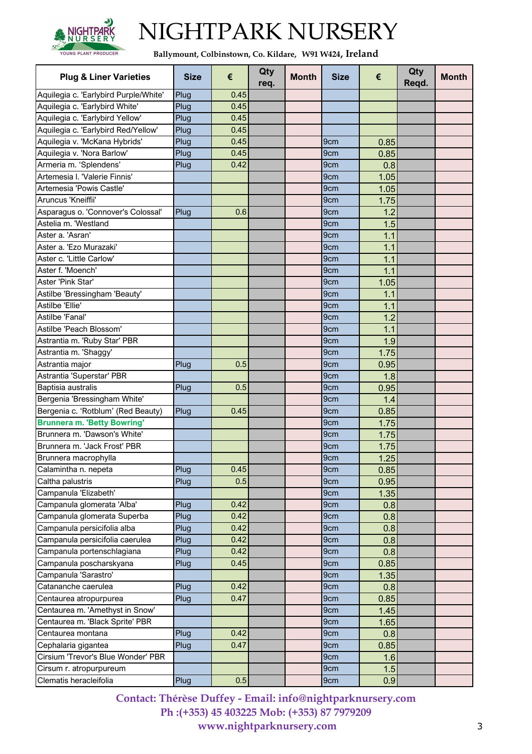# NIGHTPARK NURSERY

**Ballymount, Colbinstown, Co. Kildare, W91 W424, Ireland**

| Plug & Liner Varieties | Size | € | Qty req. | Month | Size | € | Qty Reqd. | Month |
|---|---|---|---|---|---|---|---|---|
| Aquilegia c. 'Earlybird Purple/White' | Plug | 0.45 | | | | | | |
| Aquilegia c. 'Earlybird White' | Plug | 0.45 | | | | | | |
| Aquilegia c. 'Earlybird Yellow' | Plug | 0.45 | | | | | | |
| Aquilegia c. 'Earlybird Red/Yellow' | Plug | 0.45 | | | | | | |
| Aquilegia v. 'McKana Hybrids' | Plug | 0.45 | | | 9cm | 0.85 | | |
| Aquilegia v. 'Nora Barlow' | Plug | 0.45 | | | 9cm | 0.85 | | |
| Armeria m. 'Splendens' | Plug | 0.42 | | | 9cm | 0.8 | | |
| Artemesia l. 'Valerie Finnis' | | | | | 9cm | 1.05 | | |
| Artemesia 'Powis Castle' | | | | | 9cm | 1.05 | | |
| Aruncus 'Kneiffii' | | | | | 9cm | 1.75 | | |
| Asparagus o. 'Connover's Colossal' | Plug | 0.6 | | | 9cm | 1.2 | | |
| Astelia m. 'Westland | | | | | 9cm | 1.5 | | |
| Aster a. 'Asran' | | | | | 9cm | 1.1 | | |
| Aster a. 'Ezo Murazaki' | | | | | 9cm | 1.1 | | |
| Aster c. 'Little Carlow' | | | | | 9cm | 1.1 | | |
| Aster f. 'Moench' | | | | | 9cm | 1.1 | | |
| Aster 'Pink Star' | | | | | 9cm | 1.05 | | |
| Astilbe 'Bressingham 'Beauty' | | | | | 9cm | 1.1 | | |
| Astilbe 'Ellie' | | | | | 9cm | 1.1 | | |
| Astilbe 'Fanal' | | | | | 9cm | 1.2 | | |
| Astilbe 'Peach Blossom' | | | | | 9cm | 1.1 | | |
| Astrantia m. 'Ruby Star' PBR | | | | | 9cm | 1.9 | | |
| Astrantia m. 'Shaggy' | | | | | 9cm | 1.75 | | |
| Astrantia major | Plug | 0.5 | | | 9cm | 0.95 | | |
| Astrantia 'Superstar' PBR | | | | | 9cm | 1.8 | | |
| Baptisia australis | Plug | 0.5 | | | 9cm | 0.95 | | |
| Bergenia 'Bressingham White' | | | | | 9cm | 1.4 | | |
| Bergenia c. 'Rotblum' (Red Beauty) | Plug | 0.45 | | | 9cm | 0.85 | | |
| **Brunnera m. 'Betty Bowring'** | | | | | 9cm | 1.75 | | |
| Brunnera m. 'Dawson's White' | | | | | 9cm | 1.75 | | |
| Brunnera m. 'Jack Frost' PBR | | | | | 9cm | 1.75 | | |
| Brunnera macrophylla | | | | | 9cm | 1.25 | | |
| Calamintha n. nepeta | Plug | 0.45 | | | 9cm | 0.85 | | |
| Caltha palustris | Plug | 0.5 | | | 9cm | 0.95 | | |
| Campanula 'Elizabeth' | | | | | 9cm | 1.35 | | |
| Campanula glomerata 'Alba' | Plug | 0.42 | | | 9cm | 0.8 | | |
| Campanula glomerata Superba | Plug | 0.42 | | | 9cm | 0.8 | | |
| Campanula persicifolia alba | Plug | 0.42 | | | 9cm | 0.8 | | |
| Campanula persicifolia caerulea | Plug | 0.42 | | | 9cm | 0.8 | | |
| Campanula portenschlagiana | Plug | 0.42 | | | 9cm | 0.8 | | |
| Campanula poscharskyana | Plug | 0.45 | | | 9cm | 0.85 | | |
| Campanula 'Sarastro' | | | | | 9cm | 1.35 | | |
| Catananche caerulea | Plug | 0.42 | | | 9cm | 0.8 | | |
| Centaurea atropurpurea | Plug | 0.47 | | | 9cm | 0.85 | | |
| Centaurea m. 'Amethyst in Snow' | | | | | 9cm | 1.45 | | |
| Centaurea m. 'Black Sprite' PBR | | | | | 9cm | 1.65 | | |
| Centaurea montana | Plug | 0.42 | | | 9cm | 0.8 | | |
| Cephalaria gigantea | Plug | 0.47 | | | 9cm | 0.85 | | |
| Cirsium 'Trevor's Blue Wonder' PBR | | | | | 9cm | 1.6 | | |
| Cirsum r. atropurpureum | | | | | 9cm | 1.5 | | |
| Clematis heracleifolia | Plug | 0.5 | | | 9cm | 0.9 | | |

**Contact: Thérèse Duffey - Email: info@nightparknursery.com**
**Ph :(+353) 45 403225 Mob: (+353) 87 7979209**
**www.nightparknursery.com**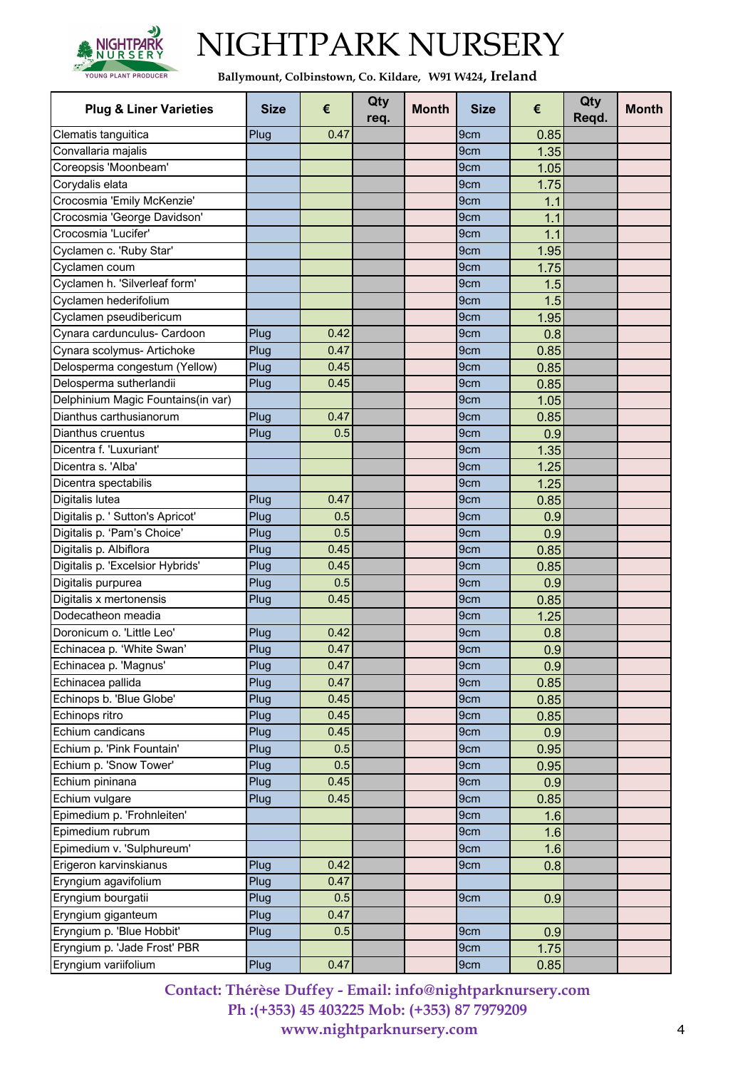# NIGHTPARK NURSERY

**Ballymount, Colbinstown, Co. Kildare, W91 W424, Ireland**

| Plug & Liner Varieties | Size | € | Qty req. | Month | Size | € | Qty Reqd. | Month |
|---|---|---|---|---|---|---|---|---|
| Clematis tanguitica | Plug | 0.47 | | | 9cm | 0.85 | | |
| Convallaria majalis | | | | | 9cm | 1.35 | | |
| Coreopsis 'Moonbeam' | | | | | 9cm | 1.05 | | |
| Corydalis elata | | | | | 9cm | 1.75 | | |
| Crocosmia 'Emily McKenzie' | | | | | 9cm | 1.1 | | |
| Crocosmia 'George Davidson' | | | | | 9cm | 1.1 | | |
| Crocosmia 'Lucifer' | | | | | 9cm | 1.1 | | |
| Cyclamen c. 'Ruby Star' | | | | | 9cm | 1.95 | | |
| Cyclamen coum | | | | | 9cm | 1.75 | | |
| Cyclamen h. 'Silverleaf form' | | | | | 9cm | 1.5 | | |
| Cyclamen hederifolium | | | | | 9cm | 1.5 | | |
| Cyclamen pseudibericum | | | | | 9cm | 1.95 | | |
| Cynara cardunculus- Cardoon | Plug | 0.42 | | | 9cm | 0.8 | | |
| Cynara scolymus- Artichoke | Plug | 0.47 | | | 9cm | 0.85 | | |
| Delosperma congestum (Yellow) | Plug | 0.45 | | | 9cm | 0.85 | | |
| Delosperma sutherlandii | Plug | 0.45 | | | 9cm | 0.85 | | |
| Delphinium Magic Fountains(in var) | | | | | 9cm | 1.05 | | |
| Dianthus carthusianorum | Plug | 0.47 | | | 9cm | 0.85 | | |
| Dianthus cruentus | Plug | 0.5 | | | 9cm | 0.9 | | |
| Dicentra f. 'Luxuriant' | | | | | 9cm | 1.35 | | |
| Dicentra s. 'Alba' | | | | | 9cm | 1.25 | | |
| Dicentra spectabilis | | | | | 9cm | 1.25 | | |
| Digitalis lutea | Plug | 0.47 | | | 9cm | 0.85 | | |
| Digitalis p. ' Sutton's Apricot' | Plug | 0.5 | | | 9cm | 0.9 | | |
| Digitalis p. 'Pam's Choice' | Plug | 0.5 | | | 9cm | 0.9 | | |
| Digitalis p. Albiflora | Plug | 0.45 | | | 9cm | 0.85 | | |
| Digitalis p. 'Excelsior Hybrids' | Plug | 0.45 | | | 9cm | 0.85 | | |
| Digitalis purpurea | Plug | 0.5 | | | 9cm | 0.9 | | |
| Digitalis x mertonensis | Plug | 0.45 | | | 9cm | 0.85 | | |
| Dodecatheon meadia | | | | | 9cm | 1.25 | | |
| Doronicum o. 'Little Leo' | Plug | 0.42 | | | 9cm | 0.8 | | |
| Echinacea p. 'White Swan' | Plug | 0.47 | | | 9cm | 0.9 | | |
| Echinacea p. 'Magnus' | Plug | 0.47 | | | 9cm | 0.9 | | |
| Echinacea pallida | Plug | 0.47 | | | 9cm | 0.85 | | |
| Echinops b. 'Blue Globe' | Plug | 0.45 | | | 9cm | 0.85 | | |
| Echinops ritro | Plug | 0.45 | | | 9cm | 0.85 | | |
| Echium candicans | Plug | 0.45 | | | 9cm | 0.9 | | |
| Echium p. 'Pink Fountain' | Plug | 0.5 | | | 9cm | 0.95 | | |
| Echium p. 'Snow Tower' | Plug | 0.5 | | | 9cm | 0.95 | | |
| Echium pininana | Plug | 0.45 | | | 9cm | 0.9 | | |
| Echium vulgare | Plug | 0.45 | | | 9cm | 0.85 | | |
| Epimedium p. 'Frohnleiten' | | | | | 9cm | 1.6 | | |
| Epimedium rubrum | | | | | 9cm | 1.6 | | |
| Epimedium v. 'Sulphureum' | | | | | 9cm | 1.6 | | |
| Erigeron karvinskianus | Plug | 0.42 | | | 9cm | 0.8 | | |
| Eryngium agavifolium | Plug | 0.47 | | | | | | |
| Eryngium bourgatii | Plug | 0.5 | | | 9cm | 0.9 | | |
| Eryngium giganteum | Plug | 0.47 | | | | | | |
| Eryngium p. 'Blue Hobbit' | Plug | 0.5 | | | 9cm | 0.9 | | |
| Eryngium p. 'Jade Frost' PBR | | | | | 9cm | 1.75 | | |
| Eryngium variifolium | Plug | 0.47 | | | 9cm | 0.85 | | |

**Contact: Thérèse Duffey - Email: info@nightparknursery.com**
**Ph :(+353) 45 403225 Mob: (+353) 87 7979209**
**www.nightparknursery.com**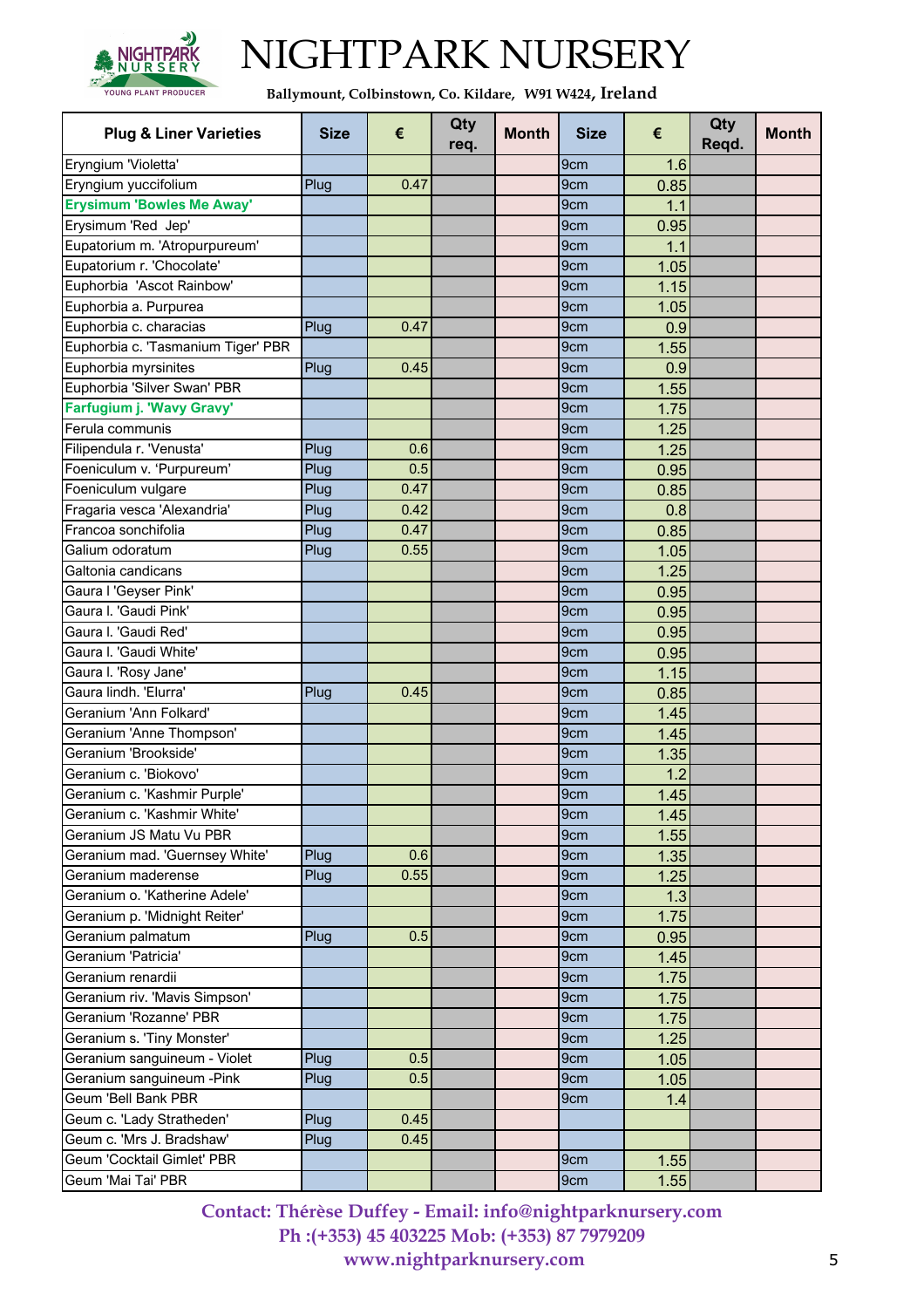# NIGHTPARK NURSERY

**Ballymount, Colbinstown, Co. Kildare, W91 W424, Ireland**

| Plug & Liner Varieties | Size | € | Qty req. | Month | Size | € | Qty Reqd. | Month |
|---|---|---|---|---|---|---|---|---|
| Eryngium 'Violetta' | | | | | 9cm | 1.6 | | |
| Eryngium yuccifolium | Plug | 0.47 | | | 9cm | 0.85 | | |
| **Erysimum 'Bowles Me Away'** | | | | | 9cm | 1.1 | | |
| Erysimum 'Red Jep' | | | | | 9cm | 0.95 | | |
| Eupatorium m. 'Atropurpureum' | | | | | 9cm | 1.1 | | |
| Eupatorium r. 'Chocolate' | | | | | 9cm | 1.05 | | |
| Euphorbia 'Ascot Rainbow' | | | | | 9cm | 1.15 | | |
| Euphorbia a. Purpurea | | | | | 9cm | 1.05 | | |
| Euphorbia c. characias | Plug | 0.47 | | | 9cm | 0.9 | | |
| Euphorbia c. 'Tasmanium Tiger' PBR | | | | | 9cm | 1.55 | | |
| Euphorbia myrsinites | Plug | 0.45 | | | 9cm | 0.9 | | |
| Euphorbia 'Silver Swan' PBR | | | | | 9cm | 1.55 | | |
| **Farfugium j. 'Wavy Gravy'** | | | | | 9cm | 1.75 | | |
| Ferula communis | | | | | 9cm | 1.25 | | |
| Filipendula r. 'Venusta' | Plug | 0.6 | | | 9cm | 1.25 | | |
| Foeniculum v. 'Purpureum' | Plug | 0.5 | | | 9cm | 0.95 | | |
| Foeniculum vulgare | Plug | 0.47 | | | 9cm | 0.85 | | |
| Fragaria vesca 'Alexandria' | Plug | 0.42 | | | 9cm | 0.8 | | |
| Francoa sonchifolia | Plug | 0.47 | | | 9cm | 0.85 | | |
| Galium odoratum | Plug | 0.55 | | | 9cm | 1.05 | | |
| Galtonia candicans | | | | | 9cm | 1.25 | | |
| Gaura l 'Geyser Pink' | | | | | 9cm | 0.95 | | |
| Gaura l. 'Gaudi Pink' | | | | | 9cm | 0.95 | | |
| Gaura l. 'Gaudi Red' | | | | | 9cm | 0.95 | | |
| Gaura l. 'Gaudi White' | | | | | 9cm | 0.95 | | |
| Gaura l. 'Rosy Jane' | | | | | 9cm | 1.15 | | |
| Gaura lindh. 'Elurra' | Plug | 0.45 | | | 9cm | 0.85 | | |
| Geranium 'Ann Folkard' | | | | | 9cm | 1.45 | | |
| Geranium 'Anne Thompson' | | | | | 9cm | 1.45 | | |
| Geranium 'Brookside' | | | | | 9cm | 1.35 | | |
| Geranium c. 'Biokovo' | | | | | 9cm | 1.2 | | |
| Geranium c. 'Kashmir Purple' | | | | | 9cm | 1.45 | | |
| Geranium c. 'Kashmir White' | | | | | 9cm | 1.45 | | |
| Geranium JS Matu Vu PBR | | | | | 9cm | 1.55 | | |
| Geranium mad. 'Guernsey White' | Plug | 0.6 | | | 9cm | 1.35 | | |
| Geranium maderense | Plug | 0.55 | | | 9cm | 1.25 | | |
| Geranium o. 'Katherine Adele' | | | | | 9cm | 1.3 | | |
| Geranium p. 'Midnight Reiter' | | | | | 9cm | 1.75 | | |
| Geranium palmatum | Plug | 0.5 | | | 9cm | 0.95 | | |
| Geranium 'Patricia' | | | | | 9cm | 1.45 | | |
| Geranium renardii | | | | | 9cm | 1.75 | | |
| Geranium riv. 'Mavis Simpson' | | | | | 9cm | 1.75 | | |
| Geranium 'Rozanne' PBR | | | | | 9cm | 1.75 | | |
| Geranium s. 'Tiny Monster' | | | | | 9cm | 1.25 | | |
| Geranium sanguineum - Violet | Plug | 0.5 | | | 9cm | 1.05 | | |
| Geranium sanguineum -Pink | Plug | 0.5 | | | 9cm | 1.05 | | |
| Geum 'Bell Bank PBR | | | | | 9cm | 1.4 | | |
| Geum c. 'Lady Stratheden' | Plug | 0.45 | | | | | | |
| Geum c. 'Mrs J. Bradshaw' | Plug | 0.45 | | | | | | |
| Geum 'Cocktail Gimlet' PBR | | | | | 9cm | 1.55 | | |
| Geum 'Mai Tai' PBR | | | | | 9cm | 1.55 | | |

**Contact: Thérèse Duffey - Email: info@nightparknursery.com**
**Ph :(+353) 45 403225 Mob: (+353) 87 7979209**
**www.nightparknursery.com**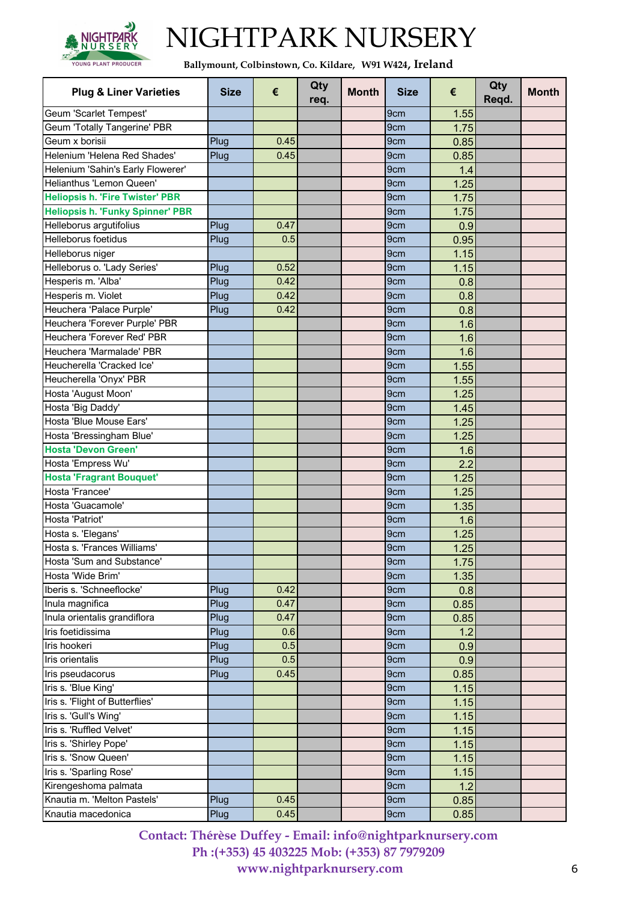# NIGHTPARK NURSERY

**Ballymount, Colbinstown, Co. Kildare, W91 W424, Ireland**

| Plug & Liner Varieties | Size | € | Qty req. | Month | Size | € | Qty Reqd. | Month |
|---|---|---|---|---|---|---|---|---|
| Geum 'Scarlet Tempest' | | | | | 9cm | 1.55 | | |
| Geum 'Totally Tangerine' PBR | | | | | 9cm | 1.75 | | |
| Geum x borisii | Plug | 0.45 | | | 9cm | 0.85 | | |
| Helenium 'Helena Red Shades' | Plug | 0.45 | | | 9cm | 0.85 | | |
| Helenium 'Sahin's Early Flowerer' | | | | | 9cm | 1.4 | | |
| Helianthus 'Lemon Queen' | | | | | 9cm | 1.25 | | |
| **Heliopsis h. 'Fire Twister' PBR** | | | | | 9cm | 1.75 | | |
| **Heliopsis h. 'Funky Spinner' PBR** | | | | | 9cm | 1.75 | | |
| Helleborus argutifolius | Plug | 0.47 | | | 9cm | 0.9 | | |
| Helleborus foetidus | Plug | 0.5 | | | 9cm | 0.95 | | |
| Helleborus niger | | | | | 9cm | 1.15 | | |
| Helleborus o. 'Lady Series' | Plug | 0.52 | | | 9cm | 1.15 | | |
| Hesperis m. 'Alba' | Plug | 0.42 | | | 9cm | 0.8 | | |
| Hesperis m. Violet | Plug | 0.42 | | | 9cm | 0.8 | | |
| Heuchera 'Palace Purple' | Plug | 0.42 | | | 9cm | 0.8 | | |
| Heuchera 'Forever Purple' PBR | | | | | 9cm | 1.6 | | |
| Heuchera 'Forever Red' PBR | | | | | 9cm | 1.6 | | |
| Heuchera 'Marmalade' PBR | | | | | 9cm | 1.6 | | |
| Heucherella 'Cracked Ice' | | | | | 9cm | 1.55 | | |
| Heucherella 'Onyx' PBR | | | | | 9cm | 1.55 | | |
| Hosta 'August Moon' | | | | | 9cm | 1.25 | | |
| Hosta 'Big Daddy' | | | | | 9cm | 1.45 | | |
| Hosta 'Blue Mouse Ears' | | | | | 9cm | 1.25 | | |
| Hosta 'Bressingham Blue' | | | | | 9cm | 1.25 | | |
| **Hosta 'Devon Green'** | | | | | 9cm | 1.6 | | |
| Hosta 'Empress Wu' | | | | | 9cm | 2.2 | | |
| **Hosta 'Fragrant Bouquet'** | | | | | 9cm | 1.25 | | |
| Hosta 'Francee' | | | | | 9cm | 1.25 | | |
| Hosta 'Guacamole' | | | | | 9cm | 1.35 | | |
| Hosta 'Patriot' | | | | | 9cm | 1.6 | | |
| Hosta s. 'Elegans' | | | | | 9cm | 1.25 | | |
| Hosta s. 'Frances Williams' | | | | | 9cm | 1.25 | | |
| Hosta 'Sum and Substance' | | | | | 9cm | 1.75 | | |
| Hosta 'Wide Brim' | | | | | 9cm | 1.35 | | |
| Iberis s. 'Schneeflocke' | Plug | 0.42 | | | 9cm | 0.8 | | |
| Inula magnifica | Plug | 0.47 | | | 9cm | 0.85 | | |
| Inula orientalis grandiflora | Plug | 0.47 | | | 9cm | 0.85 | | |
| Iris foetidissima | Plug | 0.6 | | | 9cm | 1.2 | | |
| Iris hookeri | Plug | 0.5 | | | 9cm | 0.9 | | |
| Iris orientalis | Plug | 0.5 | | | 9cm | 0.9 | | |
| Iris pseudacorus | Plug | 0.45 | | | 9cm | 0.85 | | |
| Iris s. 'Blue King' | | | | | 9cm | 1.15 | | |
| Iris s. 'Flight of Butterflies' | | | | | 9cm | 1.15 | | |
| Iris s. 'Gull's Wing' | | | | | 9cm | 1.15 | | |
| Iris s. 'Ruffled Velvet' | | | | | 9cm | 1.15 | | |
| Iris s. 'Shirley Pope' | | | | | 9cm | 1.15 | | |
| Iris s. 'Snow Queen' | | | | | 9cm | 1.15 | | |
| Iris s. 'Sparling Rose' | | | | | 9cm | 1.15 | | |
| Kirengeshoma palmata | | | | | 9cm | 1.2 | | |
| Knautia m. 'Melton Pastels' | Plug | 0.45 | | | 9cm | 0.85 | | |
| Knautia macedonica | Plug | 0.45 | | | 9cm | 0.85 | | |

**Contact: Thérèse Duffey - Email: info@nightparknursery.com**
**Ph :(+353) 45 403225 Mob: (+353) 87 7979209**
**www.nightparknursery.com**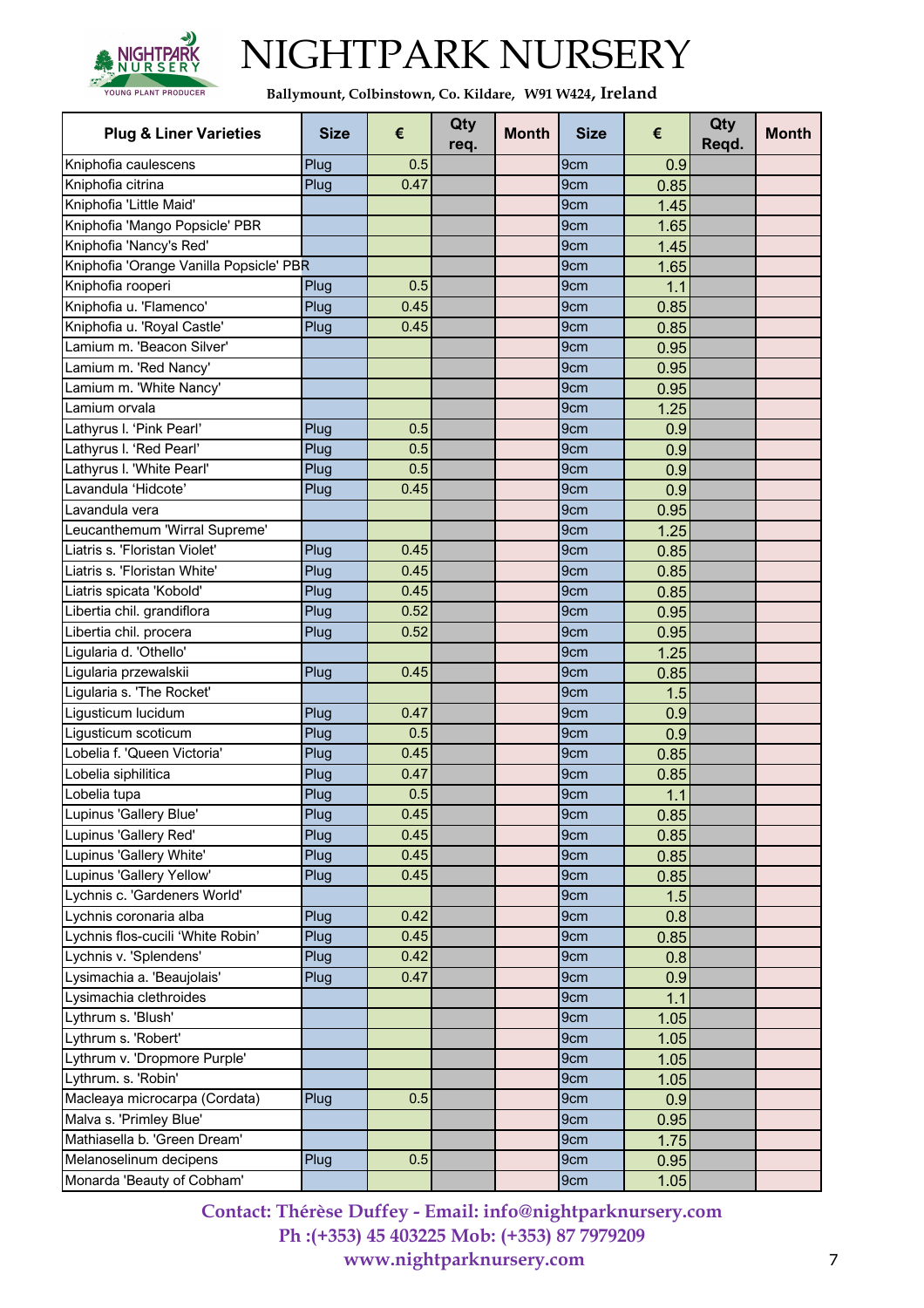# NIGHTPARK NURSERY

**Ballymount, Colbinstown, Co. Kildare, W91 W424, Ireland**

| Plug & Liner Varieties | Size | € | Qty req. | Month | Size | € | Qty Reqd. | Month |
|---|---|---|---|---|---|---|---|---|
| Kniphofia caulescens | Plug | 0.5 | | | 9cm | 0.9 | | |
| Kniphofia citrina | Plug | 0.47 | | | 9cm | 0.85 | | |
| Kniphofia 'Little Maid' | | | | | 9cm | 1.45 | | |
| Kniphofia 'Mango Popsicle' PBR | | | | | 9cm | 1.65 | | |
| Kniphofia 'Nancy's Red' | | | | | 9cm | 1.45 | | |
| Kniphofia 'Orange Vanilla Popsicle' PBR | | | | | 9cm | 1.65 | | |
| Kniphofia rooperi | Plug | 0.5 | | | 9cm | 1.1 | | |
| Kniphofia u. 'Flamenco' | Plug | 0.45 | | | 9cm | 0.85 | | |
| Kniphofia u. 'Royal Castle' | Plug | 0.45 | | | 9cm | 0.85 | | |
| Lamium m. 'Beacon Silver' | | | | | 9cm | 0.95 | | |
| Lamium m. 'Red Nancy' | | | | | 9cm | 0.95 | | |
| Lamium m. 'White Nancy' | | | | | 9cm | 0.95 | | |
| Lamium orvala | | | | | 9cm | 1.25 | | |
| Lathyrus l. 'Pink Pearl' | Plug | 0.5 | | | 9cm | 0.9 | | |
| Lathyrus l. 'Red Pearl' | Plug | 0.5 | | | 9cm | 0.9 | | |
| Lathyrus l. 'White Pearl' | Plug | 0.5 | | | 9cm | 0.9 | | |
| Lavandula 'Hidcote' | Plug | 0.45 | | | 9cm | 0.9 | | |
| Lavandula vera | | | | | 9cm | 0.95 | | |
| Leucanthemum 'Wirral Supreme' | | | | | 9cm | 1.25 | | |
| Liatris s. 'Floristan Violet' | Plug | 0.45 | | | 9cm | 0.85 | | |
| Liatris s. 'Floristan White' | Plug | 0.45 | | | 9cm | 0.85 | | |
| Liatris spicata 'Kobold' | Plug | 0.45 | | | 9cm | 0.85 | | |
| Libertia chil. grandiflora | Plug | 0.52 | | | 9cm | 0.95 | | |
| Libertia chil. procera | Plug | 0.52 | | | 9cm | 0.95 | | |
| Ligularia d. 'Othello' | | | | | 9cm | 1.25 | | |
| Ligularia przewalskii | Plug | 0.45 | | | 9cm | 0.85 | | |
| Ligularia s. 'The Rocket' | | | | | 9cm | 1.5 | | |
| Ligusticum lucidum | Plug | 0.47 | | | 9cm | 0.9 | | |
| Ligusticum scoticum | Plug | 0.5 | | | 9cm | 0.9 | | |
| Lobelia f. 'Queen Victoria' | Plug | 0.45 | | | 9cm | 0.85 | | |
| Lobelia siphilitica | Plug | 0.47 | | | 9cm | 0.85 | | |
| Lobelia tupa | Plug | 0.5 | | | 9cm | 1.1 | | |
| Lupinus 'Gallery Blue' | Plug | 0.45 | | | 9cm | 0.85 | | |
| Lupinus 'Gallery Red' | Plug | 0.45 | | | 9cm | 0.85 | | |
| Lupinus 'Gallery White' | Plug | 0.45 | | | 9cm | 0.85 | | |
| Lupinus 'Gallery Yellow' | Plug | 0.45 | | | 9cm | 0.85 | | |
| Lychnis c. 'Gardeners World' | | | | | 9cm | 1.5 | | |
| Lychnis coronaria alba | Plug | 0.42 | | | 9cm | 0.8 | | |
| Lychnis flos-cucili 'White Robin' | Plug | 0.45 | | | 9cm | 0.85 | | |
| Lychnis v. 'Splendens' | Plug | 0.42 | | | 9cm | 0.8 | | |
| Lysimachia a. 'Beaujolais' | Plug | 0.47 | | | 9cm | 0.9 | | |
| Lysimachia clethroides | | | | | 9cm | 1.1 | | |
| Lythrum s. 'Blush' | | | | | 9cm | 1.05 | | |
| Lythrum s. 'Robert' | | | | | 9cm | 1.05 | | |
| Lythrum v. 'Dropmore Purple' | | | | | 9cm | 1.05 | | |
| Lythrum. s. 'Robin' | | | | | 9cm | 1.05 | | |
| Macleaya microcarpa (Cordata) | Plug | 0.5 | | | 9cm | 0.9 | | |
| Malva s. 'Primley Blue' | | | | | 9cm | 0.95 | | |
| Mathiasella b. 'Green Dream' | | | | | 9cm | 1.75 | | |
| Melanoselinum decipens | Plug | 0.5 | | | 9cm | 0.95 | | |
| Monarda 'Beauty of Cobham' | | | | | 9cm | 1.05 | | |

**Contact: Thérèse Duffey - Email: info@nightparknursery.com**
**Ph :(+353) 45 403225 Mob: (+353) 87 7979209**
**www.nightparknursery.com**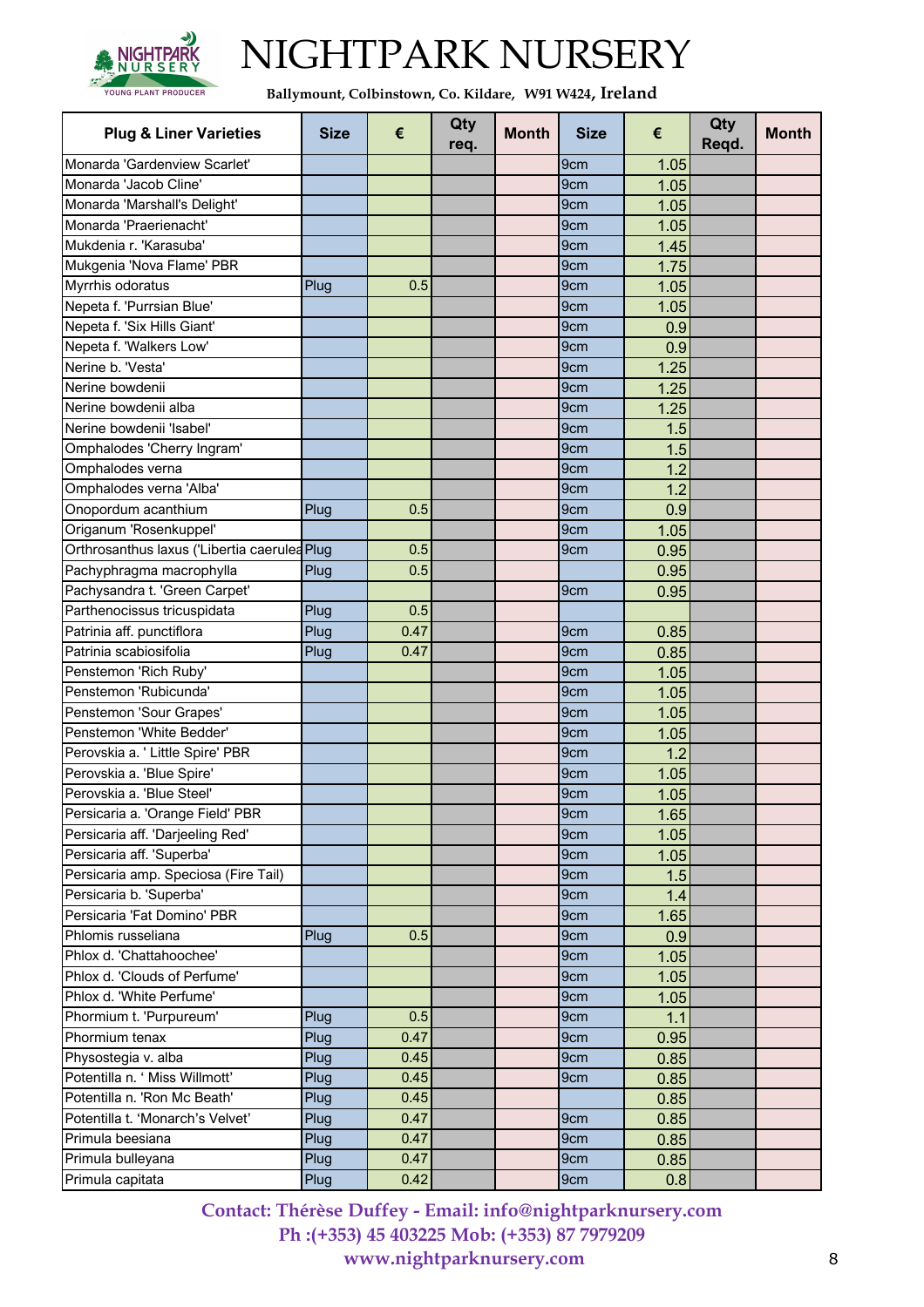# NIGHTPARK NURSERY

**Ballymount, Colbinstown, Co. Kildare, W91 W424, Ireland**

| Plug & Liner Varieties | Size | € | Qty req. | Month | Size | € | Qty Reqd. | Month |
|---|---|---|---|---|---|---|---|---|
| Monarda 'Gardenview Scarlet' | | | | | 9cm | 1.05 | | |
| Monarda 'Jacob Cline' | | | | | 9cm | 1.05 | | |
| Monarda 'Marshall's Delight' | | | | | 9cm | 1.05 | | |
| Monarda 'Praerienacht' | | | | | 9cm | 1.05 | | |
| Mukdenia r. 'Karasuba' | | | | | 9cm | 1.45 | | |
| Mukgenia 'Nova Flame' PBR | | | | | 9cm | 1.75 | | |
| Myrrhis odoratus | Plug | 0.5 | | | 9cm | 1.05 | | |
| Nepeta f. 'Purrsian Blue' | | | | | 9cm | 1.05 | | |
| Nepeta f. 'Six Hills Giant' | | | | | 9cm | 0.9 | | |
| Nepeta f. 'Walkers Low' | | | | | 9cm | 0.9 | | |
| Nerine b. 'Vesta' | | | | | 9cm | 1.25 | | |
| Nerine bowdenii | | | | | 9cm | 1.25 | | |
| Nerine bowdenii alba | | | | | 9cm | 1.25 | | |
| Nerine bowdenii 'Isabel' | | | | | 9cm | 1.5 | | |
| Omphalodes 'Cherry Ingram' | | | | | 9cm | 1.5 | | |
| Omphalodes verna | | | | | 9cm | 1.2 | | |
| Omphalodes verna 'Alba' | | | | | 9cm | 1.2 | | |
| Onopordum acanthium | Plug | 0.5 | | | 9cm | 0.9 | | |
| Origanum 'Rosenkuppel' | | | | | 9cm | 1.05 | | |
| Orthrosanthus laxus ('Libertia caerulea | Plug | 0.5 | | | 9cm | 0.95 | | |
| Pachyphragma macrophylla | Plug | 0.5 | | | | 0.95 | | |
| Pachysandra t. 'Green Carpet' | | | | | 9cm | 0.95 | | |
| Parthenocissus tricuspidata | Plug | 0.5 | | | | | | |
| Patrinia aff. punctiflora | Plug | 0.47 | | | 9cm | 0.85 | | |
| Patrinia scabiosifolia | Plug | 0.47 | | | 9cm | 0.85 | | |
| Penstemon 'Rich Ruby' | | | | | 9cm | 1.05 | | |
| Penstemon 'Rubicunda' | | | | | 9cm | 1.05 | | |
| Penstemon 'Sour Grapes' | | | | | 9cm | 1.05 | | |
| Penstemon 'White Bedder' | | | | | 9cm | 1.05 | | |
| Perovskia a. ' Little Spire' PBR | | | | | 9cm | 1.2 | | |
| Perovskia a. 'Blue Spire' | | | | | 9cm | 1.05 | | |
| Perovskia a. 'Blue Steel' | | | | | 9cm | 1.05 | | |
| Persicaria a. 'Orange Field' PBR | | | | | 9cm | 1.65 | | |
| Persicaria aff. 'Darjeeling Red' | | | | | 9cm | 1.05 | | |
| Persicaria aff. 'Superba' | | | | | 9cm | 1.05 | | |
| Persicaria amp. Speciosa (Fire Tail) | | | | | 9cm | 1.5 | | |
| Persicaria b. 'Superba' | | | | | 9cm | 1.4 | | |
| Persicaria 'Fat Domino' PBR | | | | | 9cm | 1.65 | | |
| Phlomis russeliana | Plug | 0.5 | | | 9cm | 0.9 | | |
| Phlox d. 'Chattahoochee' | | | | | 9cm | 1.05 | | |
| Phlox d. 'Clouds of Perfume' | | | | | 9cm | 1.05 | | |
| Phlox d. 'White Perfume' | | | | | 9cm | 1.05 | | |
| Phormium t. 'Purpureum' | Plug | 0.5 | | | 9cm | 1.1 | | |
| Phormium tenax | Plug | 0.47 | | | 9cm | 0.95 | | |
| Physostegia v. alba | Plug | 0.45 | | | 9cm | 0.85 | | |
| Potentilla n. ' Miss Willmott' | Plug | 0.45 | | | 9cm | 0.85 | | |
| Potentilla n. 'Ron Mc Beath' | Plug | 0.45 | | | | 0.85 | | |
| Potentilla t. 'Monarch's Velvet' | Plug | 0.47 | | | 9cm | 0.85 | | |
| Primula beesiana | Plug | 0.47 | | | 9cm | 0.85 | | |
| Primula bulleyana | Plug | 0.47 | | | 9cm | 0.85 | | |
| Primula capitata | Plug | 0.42 | | | 9cm | 0.8 | | |

**Contact: Thérèse Duffey - Email: info@nightparknursery.com**
**Ph :(+353) 45 403225 Mob: (+353) 87 7979209**
**www.nightparknursery.com**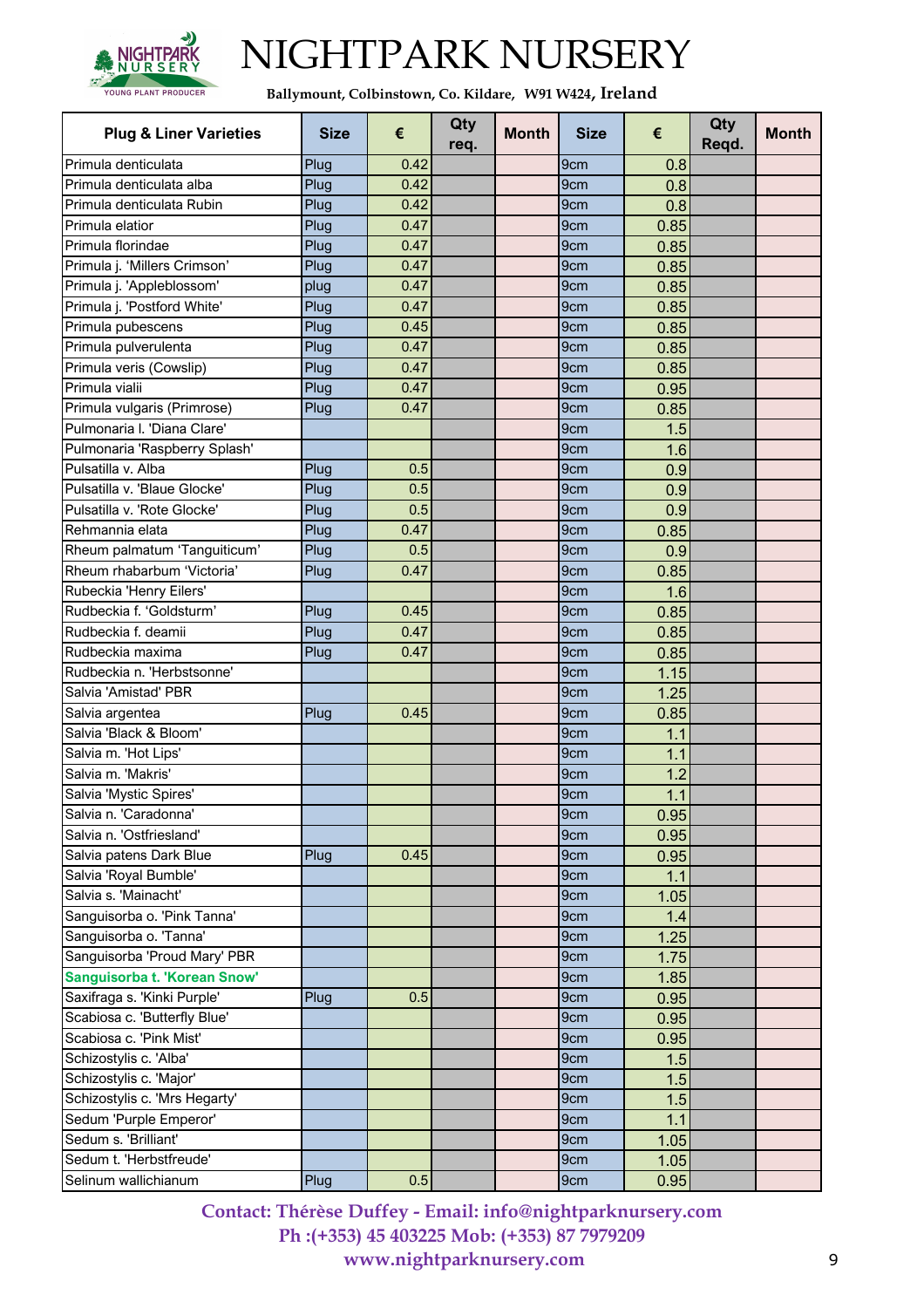# NIGHTPARK NURSERY

**Ballymount, Colbinstown, Co. Kildare, W91 W424, Ireland**

| Plug & Liner Varieties | Size | € | Qty req. | Month | Size | € | Qty Reqd. | Month |
|---|---|---|---|---|---|---|---|---|
| Primula denticulata | Plug | 0.42 | | | 9cm | 0.8 | | |
| Primula denticulata alba | Plug | 0.42 | | | 9cm | 0.8 | | |
| Primula denticulata Rubin | Plug | 0.42 | | | 9cm | 0.8 | | |
| Primula elatior | Plug | 0.47 | | | 9cm | 0.85 | | |
| Primula florindae | Plug | 0.47 | | | 9cm | 0.85 | | |
| Primula j. 'Millers Crimson' | Plug | 0.47 | | | 9cm | 0.85 | | |
| Primula j. 'Appleblossom' | plug | 0.47 | | | 9cm | 0.85 | | |
| Primula j. 'Postford White' | Plug | 0.47 | | | 9cm | 0.85 | | |
| Primula pubescens | Plug | 0.45 | | | 9cm | 0.85 | | |
| Primula pulverulenta | Plug | 0.47 | | | 9cm | 0.85 | | |
| Primula veris (Cowslip) | Plug | 0.47 | | | 9cm | 0.85 | | |
| Primula vialii | Plug | 0.47 | | | 9cm | 0.95 | | |
| Primula vulgaris (Primrose) | Plug | 0.47 | | | 9cm | 0.85 | | |
| Pulmonaria l. 'Diana Clare' | | | | | 9cm | 1.5 | | |
| Pulmonaria 'Raspberry Splash' | | | | | 9cm | 1.6 | | |
| Pulsatilla v. Alba | Plug | 0.5 | | | 9cm | 0.9 | | |
| Pulsatilla v. 'Blaue Glocke' | Plug | 0.5 | | | 9cm | 0.9 | | |
| Pulsatilla v. 'Rote Glocke' | Plug | 0.5 | | | 9cm | 0.9 | | |
| Rehmannia elata | Plug | 0.47 | | | 9cm | 0.85 | | |
| Rheum palmatum 'Tanguiticum' | Plug | 0.5 | | | 9cm | 0.9 | | |
| Rheum rhabarbum 'Victoria' | Plug | 0.47 | | | 9cm | 0.85 | | |
| Rubeckia 'Henry Eilers' | | | | | 9cm | 1.6 | | |
| Rudbeckia f. 'Goldsturm' | Plug | 0.45 | | | 9cm | 0.85 | | |
| Rudbeckia f. deamii | Plug | 0.47 | | | 9cm | 0.85 | | |
| Rudbeckia maxima | Plug | 0.47 | | | 9cm | 0.85 | | |
| Rudbeckia n. 'Herbstsonne' | | | | | 9cm | 1.15 | | |
| Salvia 'Amistad' PBR | | | | | 9cm | 1.25 | | |
| Salvia argentea | Plug | 0.45 | | | 9cm | 0.85 | | |
| Salvia 'Black & Bloom' | | | | | 9cm | 1.1 | | |
| Salvia m. 'Hot Lips' | | | | | 9cm | 1.1 | | |
| Salvia m. 'Makris' | | | | | 9cm | 1.2 | | |
| Salvia 'Mystic Spires' | | | | | 9cm | 1.1 | | |
| Salvia n. 'Caradonna' | | | | | 9cm | 0.95 | | |
| Salvia n. 'Ostfriesland' | | | | | 9cm | 0.95 | | |
| Salvia patens Dark Blue | Plug | 0.45 | | | 9cm | 0.95 | | |
| Salvia 'Royal Bumble' | | | | | 9cm | 1.1 | | |
| Salvia s. 'Mainacht' | | | | | 9cm | 1.05 | | |
| Sanguisorba o. 'Pink Tanna' | | | | | 9cm | 1.4 | | |
| Sanguisorba o. 'Tanna' | | | | | 9cm | 1.25 | | |
| Sanguisorba 'Proud Mary' PBR | | | | | 9cm | 1.75 | | |
| **Sanguisorba t. 'Korean Snow'** | | | | | 9cm | 1.85 | | |
| Saxifraga s. 'Kinki Purple' | Plug | 0.5 | | | 9cm | 0.95 | | |
| Scabiosa c. 'Butterfly Blue' | | | | | 9cm | 0.95 | | |
| Scabiosa c. 'Pink Mist' | | | | | 9cm | 0.95 | | |
| Schizostylis c. 'Alba' | | | | | 9cm | 1.5 | | |
| Schizostylis c. 'Major' | | | | | 9cm | 1.5 | | |
| Schizostylis c. 'Mrs Hegarty' | | | | | 9cm | 1.5 | | |
| Sedum 'Purple Emperor' | | | | | 9cm | 1.1 | | |
| Sedum s. 'Brilliant' | | | | | 9cm | 1.05 | | |
| Sedum t. 'Herbstfreude' | | | | | 9cm | 1.05 | | |
| Selinum wallichianum | Plug | 0.5 | | | 9cm | 0.95 | | |

**Contact: Thérèse Duffey - Email: info@nightparknursery.com**
**Ph :(+353) 45 403225 Mob: (+353) 87 7979209**
**www.nightparknursery.com**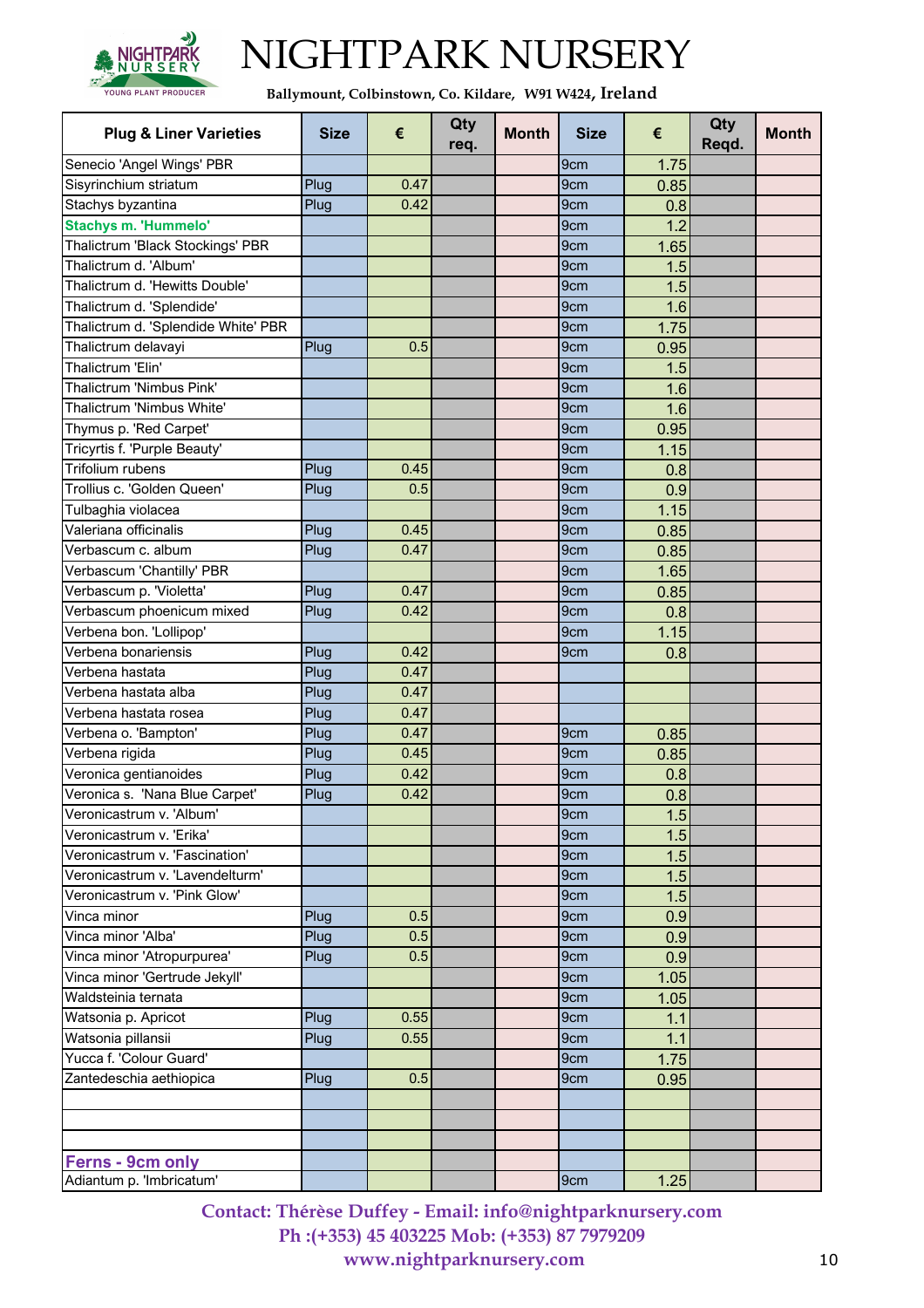# NIGHTPARK NURSERY

**Ballymount, Colbinstown, Co. Kildare, W91 W424, Ireland**

| Plug & Liner Varieties | Size | € | Qty req. | Month | Size | € | Qty Reqd. | Month |
|---|---|---|---|---|---|---|---|---|
| Senecio 'Angel Wings' PBR | | | | | 9cm | 1.75 | | |
| Sisyrinchium striatum | Plug | 0.47 | | | 9cm | 0.85 | | |
| Stachys byzantina | Plug | 0.42 | | | 9cm | 0.8 | | |
| **Stachys m. 'Hummelo'** | | | | | 9cm | 1.2 | | |
| Thalictrum 'Black Stockings' PBR | | | | | 9cm | 1.65 | | |
| Thalictrum d. 'Album' | | | | | 9cm | 1.5 | | |
| Thalictrum d. 'Hewitts Double' | | | | | 9cm | 1.5 | | |
| Thalictrum d. 'Splendide' | | | | | 9cm | 1.6 | | |
| Thalictrum d. 'Splendide White' PBR | | | | | 9cm | 1.75 | | |
| Thalictrum delavayi | Plug | 0.5 | | | 9cm | 0.95 | | |
| Thalictrum 'Elin' | | | | | 9cm | 1.5 | | |
| Thalictrum 'Nimbus Pink' | | | | | 9cm | 1.6 | | |
| Thalictrum 'Nimbus White' | | | | | 9cm | 1.6 | | |
| Thymus p. 'Red Carpet' | | | | | 9cm | 0.95 | | |
| Tricyrtis f. 'Purple Beauty' | | | | | 9cm | 1.15 | | |
| Trifolium rubens | Plug | 0.45 | | | 9cm | 0.8 | | |
| Trollius c. 'Golden Queen' | Plug | 0.5 | | | 9cm | 0.9 | | |
| Tulbaghia violacea | | | | | 9cm | 1.15 | | |
| Valeriana officinalis | Plug | 0.45 | | | 9cm | 0.85 | | |
| Verbascum c. album | Plug | 0.47 | | | 9cm | 0.85 | | |
| Verbascum 'Chantilly' PBR | | | | | 9cm | 1.65 | | |
| Verbascum p. 'Violetta' | Plug | 0.47 | | | 9cm | 0.85 | | |
| Verbascum phoenicum mixed | Plug | 0.42 | | | 9cm | 0.8 | | |
| Verbena bon. 'Lollipop' | | | | | 9cm | 1.15 | | |
| Verbena bonariensis | Plug | 0.42 | | | 9cm | 0.8 | | |
| Verbena hastata | Plug | 0.47 | | | | | | |
| Verbena hastata alba | Plug | 0.47 | | | | | | |
| Verbena hastata rosea | Plug | 0.47 | | | | | | |
| Verbena o. 'Bampton' | Plug | 0.47 | | | 9cm | 0.85 | | |
| Verbena rigida | Plug | 0.45 | | | 9cm | 0.85 | | |
| Veronica gentianoides | Plug | 0.42 | | | 9cm | 0.8 | | |
| Veronica s. 'Nana Blue Carpet' | Plug | 0.42 | | | 9cm | 0.8 | | |
| Veronicastrum v. 'Album' | | | | | 9cm | 1.5 | | |
| Veronicastrum v. 'Erika' | | | | | 9cm | 1.5 | | |
| Veronicastrum v. 'Fascination' | | | | | 9cm | 1.5 | | |
| Veronicastrum v. 'Lavendelturm' | | | | | 9cm | 1.5 | | |
| Veronicastrum v. 'Pink Glow' | | | | | 9cm | 1.5 | | |
| Vinca minor | Plug | 0.5 | | | 9cm | 0.9 | | |
| Vinca minor 'Alba' | Plug | 0.5 | | | 9cm | 0.9 | | |
| Vinca minor 'Atropurpurea' | Plug | 0.5 | | | 9cm | 0.9 | | |
| Vinca minor 'Gertrude Jekyll' | | | | | 9cm | 1.05 | | |
| Waldsteinia ternata | | | | | 9cm | 1.05 | | |
| Watsonia p. Apricot | Plug | 0.55 | | | 9cm | 1.1 | | |
| Watsonia pillansii | Plug | 0.55 | | | 9cm | 1.1 | | |
| Yucca f. 'Colour Guard' | | | | | 9cm | 1.75 | | |
| Zantedeschia aethiopica | Plug | 0.5 | | | 9cm | 0.95 | | |
| | | | | | | | | |
| | | | | | | | | |
| | | | | | | | | |
| **Ferns - 9cm only** | | | | | | | | |
| Adiantum p. 'Imbricatum' | | | | | 9cm | 1.25 | | |

**Contact: Thérèse Duffey - Email: info@nightparknursery.com**
**Ph :(+353) 45 403225 Mob: (+353) 87 7979209**
**www.nightparknursery.com**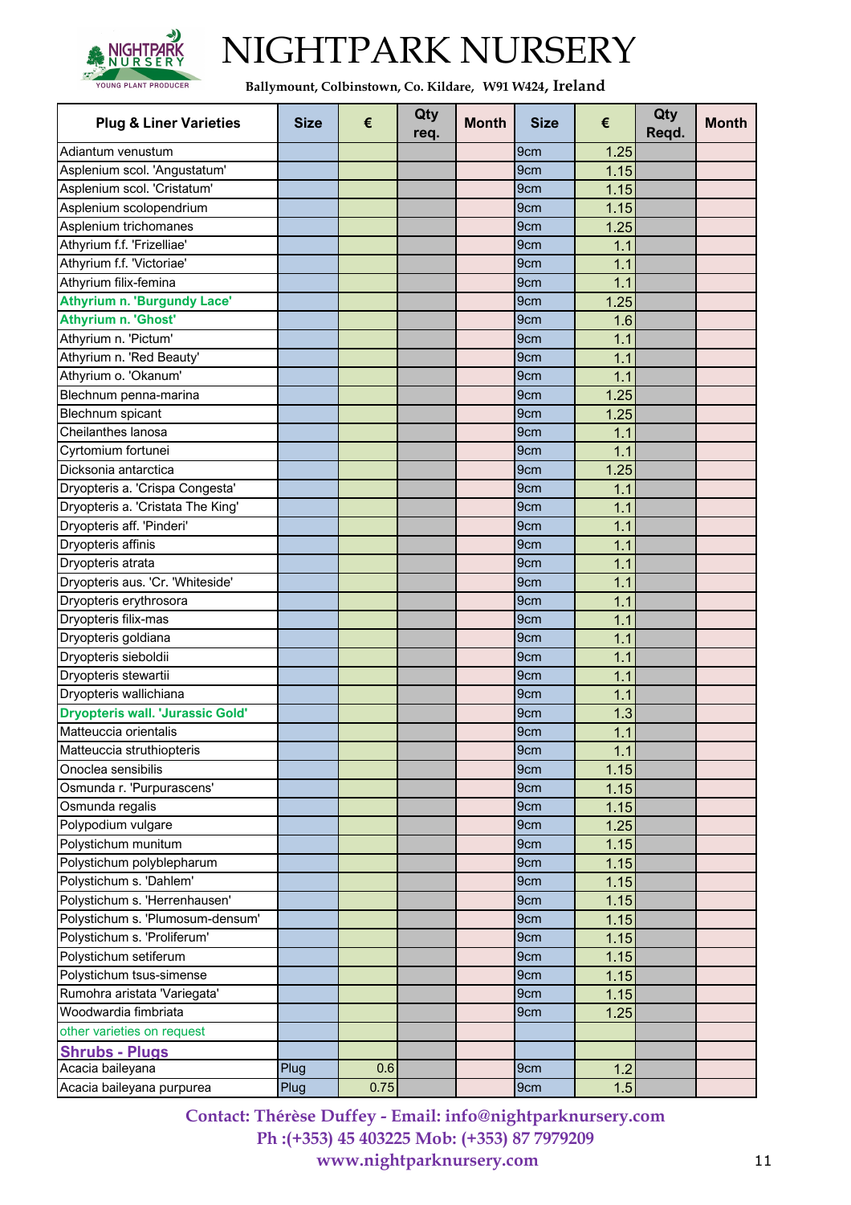# NIGHTPARK NURSERY

Ballymount, Colbinstown, Co. Kildare, W91 W424, Ireland

| Plug & Liner Varieties | Size | € | Qty req. | Month | Size | € | Qty Reqd. | Month |
|---|---|---|---|---|---|---|---|---|
| Adiantum venustum | | | | | 9cm | 1.25 | | |
| Asplenium scol. 'Angustatum' | | | | | 9cm | 1.15 | | |
| Asplenium scol. 'Cristatum' | | | | | 9cm | 1.15 | | |
| Asplenium scolopendrium | | | | | 9cm | 1.15 | | |
| Asplenium trichomanes | | | | | 9cm | 1.25 | | |
| Athyrium f.f. 'Frizelliae' | | | | | 9cm | 1.1 | | |
| Athyrium f.f. 'Victoriae' | | | | | 9cm | 1.1 | | |
| Athyrium filix-femina | | | | | 9cm | 1.1 | | |
| **Athyrium n. 'Burgundy Lace'** | | | | | 9cm | 1.25 | | |
| **Athyrium n. 'Ghost'** | | | | | 9cm | 1.6 | | |
| Athyrium n. 'Pictum' | | | | | 9cm | 1.1 | | |
| Athyrium n. 'Red Beauty' | | | | | 9cm | 1.1 | | |
| Athyrium o. 'Okanum' | | | | | 9cm | 1.1 | | |
| Blechnum penna-marina | | | | | 9cm | 1.25 | | |
| Blechnum spicant | | | | | 9cm | 1.25 | | |
| Cheilanthes lanosa | | | | | 9cm | 1.1 | | |
| Cyrtomium fortunei | | | | | 9cm | 1.1 | | |
| Dicksonia antarctica | | | | | 9cm | 1.25 | | |
| Dryopteris a. 'Crispa Congesta' | | | | | 9cm | 1.1 | | |
| Dryopteris a. 'Cristata The King' | | | | | 9cm | 1.1 | | |
| Dryopteris aff. 'Pinderi' | | | | | 9cm | 1.1 | | |
| Dryopteris affinis | | | | | 9cm | 1.1 | | |
| Dryopteris atrata | | | | | 9cm | 1.1 | | |
| Dryopteris aus. 'Cr. 'Whiteside' | | | | | 9cm | 1.1 | | |
| Dryopteris erythrosora | | | | | 9cm | 1.1 | | |
| Dryopteris filix-mas | | | | | 9cm | 1.1 | | |
| Dryopteris goldiana | | | | | 9cm | 1.1 | | |
| Dryopteris sieboldii | | | | | 9cm | 1.1 | | |
| Dryopteris stewartii | | | | | 9cm | 1.1 | | |
| Dryopteris wallichiana | | | | | 9cm | 1.1 | | |
| **Dryopteris wall. 'Jurassic Gold'** | | | | | 9cm | 1.3 | | |
| Matteuccia orientalis | | | | | 9cm | 1.1 | | |
| Matteuccia struthiopteris | | | | | 9cm | 1.1 | | |
| Onoclea sensibilis | | | | | 9cm | 1.15 | | |
| Osmunda r. 'Purpurascens' | | | | | 9cm | 1.15 | | |
| Osmunda regalis | | | | | 9cm | 1.15 | | |
| Polypodium vulgare | | | | | 9cm | 1.25 | | |
| Polystichum munitum | | | | | 9cm | 1.15 | | |
| Polystichum polyblepharum | | | | | 9cm | 1.15 | | |
| Polystichum s. 'Dahlem' | | | | | 9cm | 1.15 | | |
| Polystichum s. 'Herrenhausen' | | | | | 9cm | 1.15 | | |
| Polystichum s. 'Plumosum-densum' | | | | | 9cm | 1.15 | | |
| Polystichum s. 'Proliferum' | | | | | 9cm | 1.15 | | |
| Polystichum setiferum | | | | | 9cm | 1.15 | | |
| Polystichum tsus-simense | | | | | 9cm | 1.15 | | |
| Rumohra aristata 'Variegata' | | | | | 9cm | 1.15 | | |
| Woodwardia fimbriata | | | | | 9cm | 1.25 | | |
| other varieties on request | | | | | | | | |
| **Shrubs - Plugs** | | | | | | | | |
| Acacia baileyana | Plug | 0.6 | | | 9cm | 1.2 | | |
| Acacia baileyana purpurea | Plug | 0.75 | | | 9cm | 1.5 | | |

Contact: Thérèse Duffey - Email: info@nightparknursery.com
Ph :(+353) 45 403225 Mob: (+353) 87 7979209
www.nightparknursery.com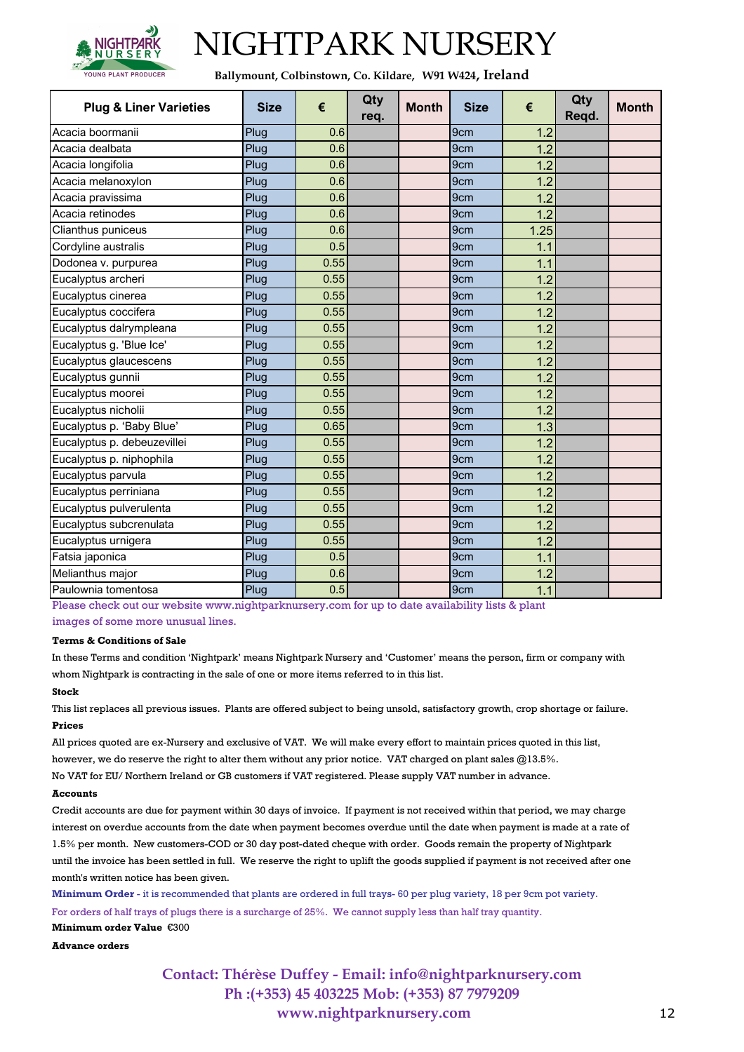# NIGHTPARK NURSERY

**Ballymount, Colbinstown, Co. Kildare, W91 W424, Ireland**

| Plug & Liner Varieties | Size | € | Qty req. | Month | Size | € | Qty Reqd. | Month |
|---|---|---|---|---|---|---|---|---|
| Acacia boormanii | Plug | 0.6 | | | 9cm | 1.2 | | |
| Acacia dealbata | Plug | 0.6 | | | 9cm | 1.2 | | |
| Acacia longifolia | Plug | 0.6 | | | 9cm | 1.2 | | |
| Acacia melanoxylon | Plug | 0.6 | | | 9cm | 1.2 | | |
| Acacia pravissima | Plug | 0.6 | | | 9cm | 1.2 | | |
| Acacia retinodes | Plug | 0.6 | | | 9cm | 1.2 | | |
| Clianthus puniceus | Plug | 0.6 | | | 9cm | 1.25 | | |
| Cordyline australis | Plug | 0.5 | | | 9cm | 1.1 | | |
| Dodonea v. purpurea | Plug | 0.55 | | | 9cm | 1.1 | | |
| Eucalyptus archeri | Plug | 0.55 | | | 9cm | 1.2 | | |
| Eucalyptus cinerea | Plug | 0.55 | | | 9cm | 1.2 | | |
| Eucalyptus coccifera | Plug | 0.55 | | | 9cm | 1.2 | | |
| Eucalyptus dalrympleana | Plug | 0.55 | | | 9cm | 1.2 | | |
| Eucalyptus g. 'Blue Ice' | Plug | 0.55 | | | 9cm | 1.2 | | |
| Eucalyptus glaucescens | Plug | 0.55 | | | 9cm | 1.2 | | |
| Eucalyptus gunnii | Plug | 0.55 | | | 9cm | 1.2 | | |
| Eucalyptus moorei | Plug | 0.55 | | | 9cm | 1.2 | | |
| Eucalyptus nicholii | Plug | 0.55 | | | 9cm | 1.2 | | |
| Eucalyptus p. 'Baby Blue' | Plug | 0.65 | | | 9cm | 1.3 | | |
| Eucalyptus p. debeuzevillei | Plug | 0.55 | | | 9cm | 1.2 | | |
| Eucalyptus p. niphophila | Plug | 0.55 | | | 9cm | 1.2 | | |
| Eucalyptus parvula | Plug | 0.55 | | | 9cm | 1.2 | | |
| Eucalyptus perriniana | Plug | 0.55 | | | 9cm | 1.2 | | |
| Eucalyptus pulverulenta | Plug | 0.55 | | | 9cm | 1.2 | | |
| Eucalyptus subcrenulata | Plug | 0.55 | | | 9cm | 1.2 | | |
| Eucalyptus urnigera | Plug | 0.55 | | | 9cm | 1.2 | | |
| Fatsia japonica | Plug | 0.5 | | | 9cm | 1.1 | | |
| Melianthus major | Plug | 0.6 | | | 9cm | 1.2 | | |
| Paulownia tomentosa | Plug | 0.5 | | | 9cm | 1.1 | | |

Please check out our website www.nightparknursery.com for up to date availability lists & plant images of some more unusual lines.

**Terms & Conditions of Sale**

In these Terms and condition 'Nightpark' means Nightpark Nursery and 'Customer' means the person, firm or company with whom Nightpark is contracting in the sale of one or more items referred to in this list.

**Stock**

This list replaces all previous issues. Plants are offered subject to being unsold, satisfactory growth, crop shortage or failure.

**Prices**

All prices quoted are ex-Nursery and exclusive of VAT. We will make every effort to maintain prices quoted in this list, however, we do reserve the right to alter them without any prior notice. VAT charged on plant sales @13.5%.
No VAT for EU/ Northern Ireland or GB customers if VAT registered. Please supply VAT number in advance.

**Accounts**

Credit accounts are due for payment within 30 days of invoice. If payment is not received within that period, we may charge interest on overdue accounts from the date when payment becomes overdue until the date when payment is made at a rate of 1.5% per month. New customers-COD or 30 day post-dated cheque with order. Goods remain the property of Nightpark until the invoice has been settled in full. We reserve the right to uplift the goods supplied if payment is not received after one month's written notice has been given.

**Minimum Order** - it is recommended that plants are ordered in full trays- 60 per plug variety, 18 per 9cm pot variety.
For orders of half trays of plugs there is a surcharge of 25%. We cannot supply less than half tray quantity.

**Minimum order Value** €300

**Advance orders**

**Contact: Thérèse Duffey - Email: info@nightparknursery.com**
**Ph :(+353) 45 403225 Mob: (+353) 87 7979209**
**www.nightparknursery.com**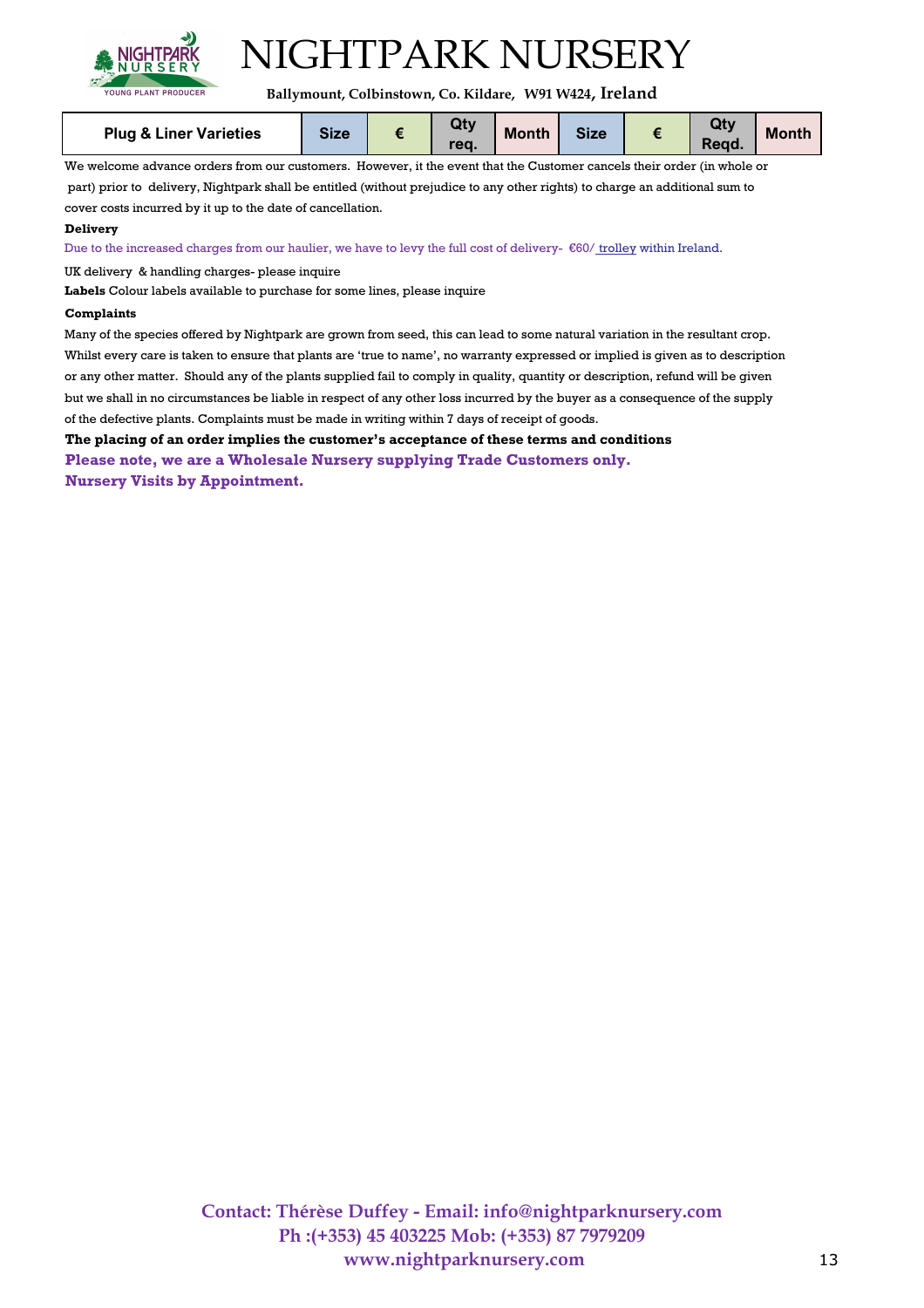# NIGHTPARK NURSERY

**Ballymount, Colbinstown, Co. Kildare, W91 W424, Ireland**

| Plug & Liner Varieties | Size | € | Qty req. | Month | Size | € | Qty Reqd. | Month |
|---|---|---|---|---|---|---|---|---|

We welcome advance orders from our customers. However, it the event that the Customer cancels their order (in whole or part) prior to delivery, Nightpark shall be entitled (without prejudice to any other rights) to charge an additional sum to cover costs incurred by it up to the date of cancellation.

**Delivery**

Due to the increased charges from our haulier, we have to levy the full cost of delivery- €60/ trolley within Ireland.

UK delivery & handling charges- please inquire

**Labels** Colour labels available to purchase for some lines, please inquire

**Complaints**

Many of the species offered by Nightpark are grown from seed, this can lead to some natural variation in the resultant crop. Whilst every care is taken to ensure that plants are 'true to name', no warranty expressed or implied is given as to description or any other matter. Should any of the plants supplied fail to comply in quality, quantity or description, refund will be given but we shall in no circumstances be liable in respect of any other loss incurred by the buyer as a consequence of the supply of the defective plants. Complaints must be made in writing within 7 days of receipt of goods.

**The placing of an order implies the customer's acceptance of these terms and conditions**

**Please note, we are a Wholesale Nursery supplying Trade Customers only.**

**Nursery Visits by Appointment.**

**Contact: Thérèse Duffey - Email: info@nightparknursery.com**
**Ph :(+353) 45 403225 Mob: (+353) 87 7979209**
**www.nightparknursery.com**